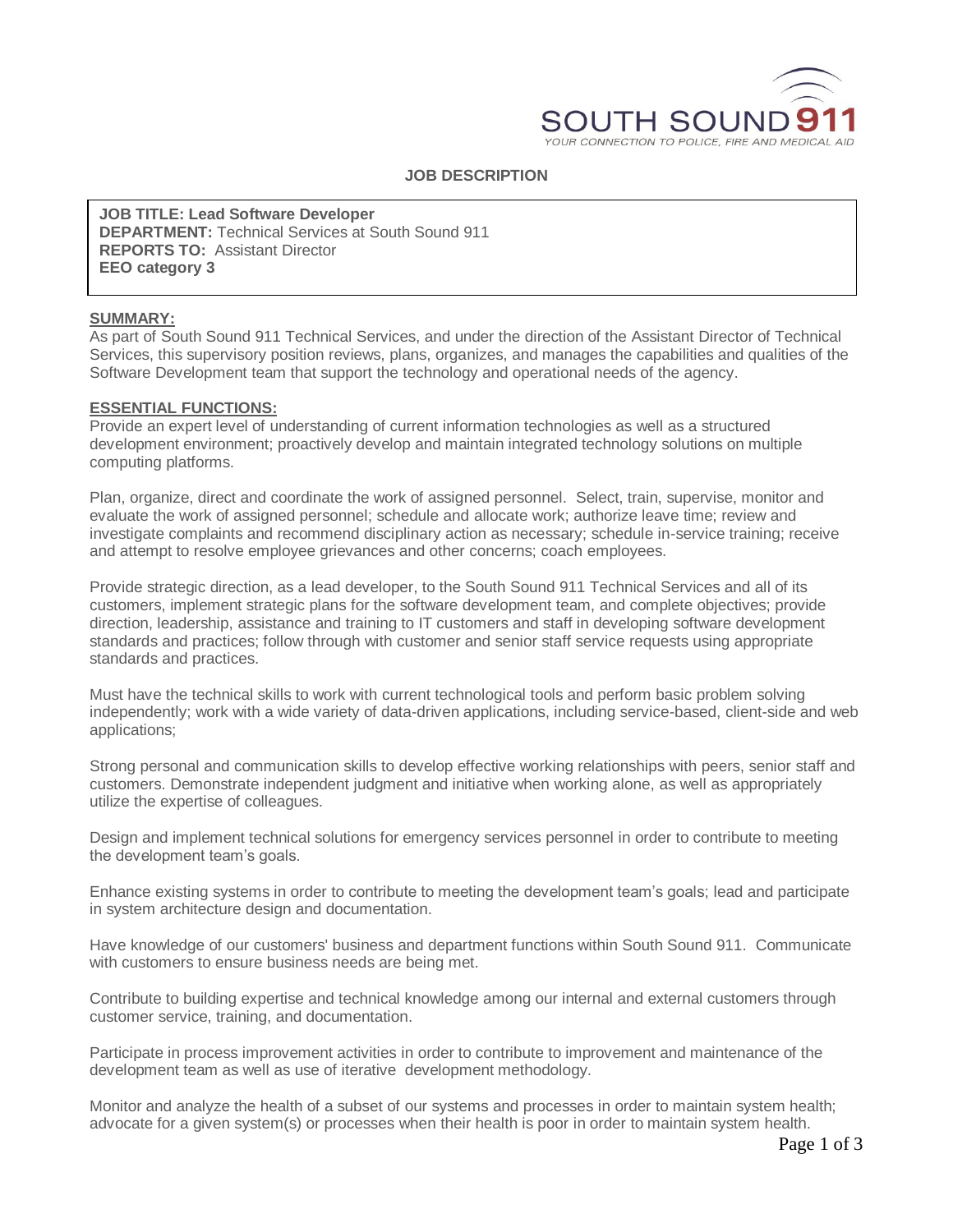SOUTH SOUND 911

YOUR CONNECTION TO POLICE, FIRE AND MEDICAL AID

## JOB DESCRIPTION

**JOB TITLE: Lead Software Developer**
**DEPARTMENT:** Technical Services at South Sound 911
**REPORTS TO:** Assistant Director
**EEO category 3**

### SUMMARY:

As part of South Sound 911 Technical Services, and under the direction of the Assistant Director of Technical Services, this supervisory position reviews, plans, organizes, and manages the capabilities and qualities of the Software Development team that support the technology and operational needs of the agency.

### ESSENTIAL FUNCTIONS:

Provide an expert level of understanding of current information technologies as well as a structured development environment; proactively develop and maintain integrated technology solutions on multiple computing platforms.

Plan, organize, direct and coordinate the work of assigned personnel. Select, train, supervise, monitor and evaluate the work of assigned personnel; schedule and allocate work; authorize leave time; review and investigate complaints and recommend disciplinary action as necessary; schedule in-service training; receive and attempt to resolve employee grievances and other concerns; coach employees.

Provide strategic direction, as a lead developer, to the South Sound 911 Technical Services and all of its customers, implement strategic plans for the software development team, and complete objectives; provide direction, leadership, assistance and training to IT customers and staff in developing software development standards and practices; follow through with customer and senior staff service requests using appropriate standards and practices.

Must have the technical skills to work with current technological tools and perform basic problem solving independently; work with a wide variety of data-driven applications, including service-based, client-side and web applications;

Strong personal and communication skills to develop effective working relationships with peers, senior staff and customers. Demonstrate independent judgment and initiative when working alone, as well as appropriately utilize the expertise of colleagues.

Design and implement technical solutions for emergency services personnel in order to contribute to meeting the development team's goals.

Enhance existing systems in order to contribute to meeting the development team's goals; lead and participate in system architecture design and documentation.

Have knowledge of our customers' business and department functions within South Sound 911. Communicate with customers to ensure business needs are being met.

Contribute to building expertise and technical knowledge among our internal and external customers through customer service, training, and documentation.

Participate in process improvement activities in order to contribute to improvement and maintenance of the development team as well as use of iterative development methodology.

Monitor and analyze the health of a subset of our systems and processes in order to maintain system health; advocate for a given system(s) or processes when their health is poor in order to maintain system health.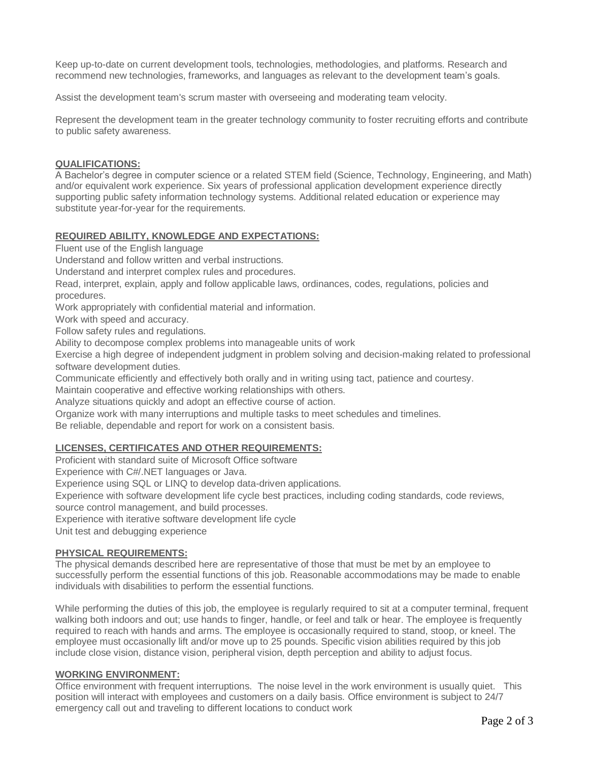Keep up-to-date on current development tools, technologies, methodologies, and platforms. Research and recommend new technologies, frameworks, and languages as relevant to the development team's goals.

Assist the development team's scrum master with overseeing and moderating team velocity.

Represent the development team in the greater technology community to foster recruiting efforts and contribute to public safety awareness.

## QUALIFICATIONS:

A Bachelor's degree in computer science or a related STEM field (Science, Technology, Engineering, and Math) and/or equivalent work experience. Six years of professional application development experience directly supporting public safety information technology systems. Additional related education or experience may substitute year-for-year for the requirements.

## REQUIRED ABILITY, KNOWLEDGE AND EXPECTATIONS:

Fluent use of the English language
Understand and follow written and verbal instructions.
Understand and interpret complex rules and procedures.
Read, interpret, explain, apply and follow applicable laws, ordinances, codes, regulations, policies and procedures.
Work appropriately with confidential material and information.
Work with speed and accuracy.
Follow safety rules and regulations.
Ability to decompose complex problems into manageable units of work
Exercise a high degree of independent judgment in problem solving and decision-making related to professional software development duties.
Communicate efficiently and effectively both orally and in writing using tact, patience and courtesy.
Maintain cooperative and effective working relationships with others.
Analyze situations quickly and adopt an effective course of action.
Organize work with many interruptions and multiple tasks to meet schedules and timelines.
Be reliable, dependable and report for work on a consistent basis.

## LICENSES, CERTIFICATES AND OTHER REQUIREMENTS:

Proficient with standard suite of Microsoft Office software
Experience with C#/.NET languages or Java.
Experience using SQL or LINQ to develop data-driven applications.
Experience with software development life cycle best practices, including coding standards, code reviews, source control management, and build processes.
Experience with iterative software development life cycle
Unit test and debugging experience

## PHYSICAL REQUIREMENTS:

The physical demands described here are representative of those that must be met by an employee to successfully perform the essential functions of this job. Reasonable accommodations may be made to enable individuals with disabilities to perform the essential functions.

While performing the duties of this job, the employee is regularly required to sit at a computer terminal, frequent walking both indoors and out; use hands to finger, handle, or feel and talk or hear. The employee is frequently required to reach with hands and arms. The employee is occasionally required to stand, stoop, or kneel. The employee must occasionally lift and/or move up to 25 pounds. Specific vision abilities required by this job include close vision, distance vision, peripheral vision, depth perception and ability to adjust focus.

## WORKING ENVIRONMENT:

Office environment with frequent interruptions. The noise level in the work environment is usually quiet. This position will interact with employees and customers on a daily basis. Office environment is subject to 24/7 emergency call out and traveling to different locations to conduct work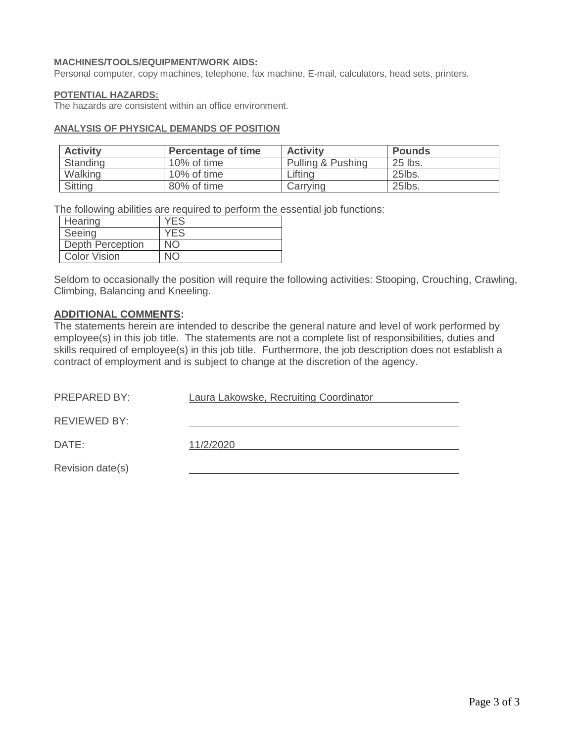**MACHINES/TOOLS/EQUIPMENT/WORK AIDS:**
Personal computer, copy machines, telephone, fax machine, E-mail, calculators, head sets, printers.

**POTENTIAL HAZARDS:**
The hazards are consistent within an office environment.

**ANALYSIS OF PHYSICAL DEMANDS OF POSITION**

| Activity | Percentage of time | Activity | Pounds |
| --- | --- | --- | --- |
| Standing | 10% of time | Pulling & Pushing | 25 lbs. |
| Walking | 10% of time | Lifting | 25lbs. |
| Sitting | 80% of time | Carrying | 25lbs. |

The following abilities are required to perform the essential job functions:

| | |
| --- | --- |
| Hearing | YES |
| Seeing | YES |
| Depth Perception | NO |
| Color Vision | NO |

Seldom to occasionally the position will require the following activities: Stooping, Crouching, Crawling, Climbing, Balancing and Kneeling.

**ADDITIONAL COMMENTS:**
The statements herein are intended to describe the general nature and level of work performed by employee(s) in this job title. The statements are not a complete list of responsibilities, duties and skills required of employee(s) in this job title. Furthermore, the job description does not establish a contract of employment and is subject to change at the discretion of the agency.

PREPARED BY: Laura Lakowske, Recruiting Coordinator

REVIEWED BY: ______________________

DATE: 11/2/2020

Revision date(s) ______________________